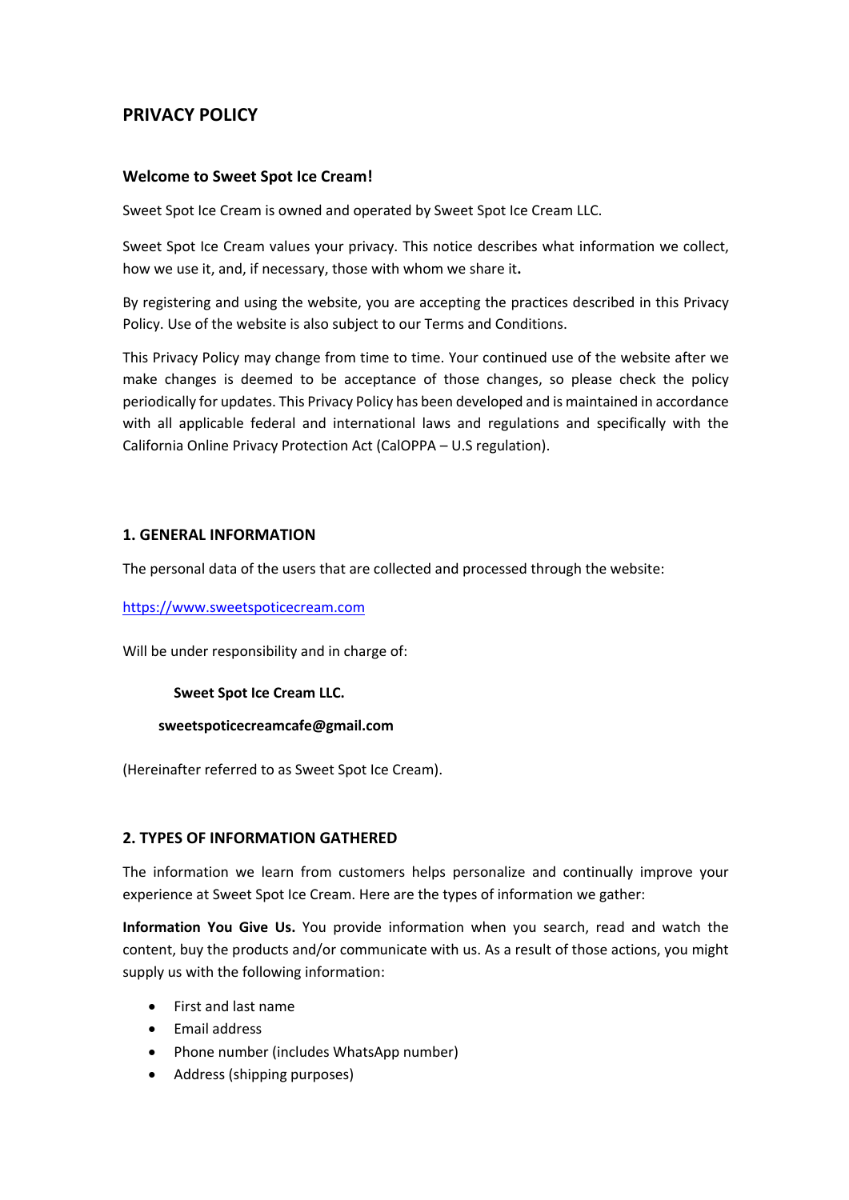# PRIVACY POLICY

## Welcome to Sweet Spot Ice Cream!

Sweet Spot Ice Cream is owned and operated by Sweet Spot Ice Cream LLC.

Sweet Spot Ice Cream values your privacy. This notice describes what information we collect, how we use it, and, if necessary, those with whom we share it**.**

By registering and using the website, you are accepting the practices described in this Privacy Policy. Use of the website is also subject to our Terms and Conditions.

This Privacy Policy may change from time to time. Your continued use of the website after we make changes is deemed to be acceptance of those changes, so please check the policy periodically for updates. This Privacy Policy has been developed and is maintained in accordance with all applicable federal and international laws and regulations and specifically with the California Online Privacy Protection Act (CalOPPA – U.S regulation).

## 1. GENERAL INFORMATION

The personal data of the users that are collected and processed through the website:

https://www.sweetspoticecream.com

Will be under responsibility and in charge of:

**Sweet Spot Ice Cream LLC.**

**sweetspoticecreamcafe@gmail.com**

(Hereinafter referred to as Sweet Spot Ice Cream).

## 2. TYPES OF INFORMATION GATHERED

The information we learn from customers helps personalize and continually improve your experience at Sweet Spot Ice Cream. Here are the types of information we gather:

**Information You Give Us.** You provide information when you search, read and watch the content, buy the products and/or communicate with us. As a result of those actions, you might supply us with the following information:

- First and last name
- Email address
- Phone number (includes WhatsApp number)
- Address (shipping purposes)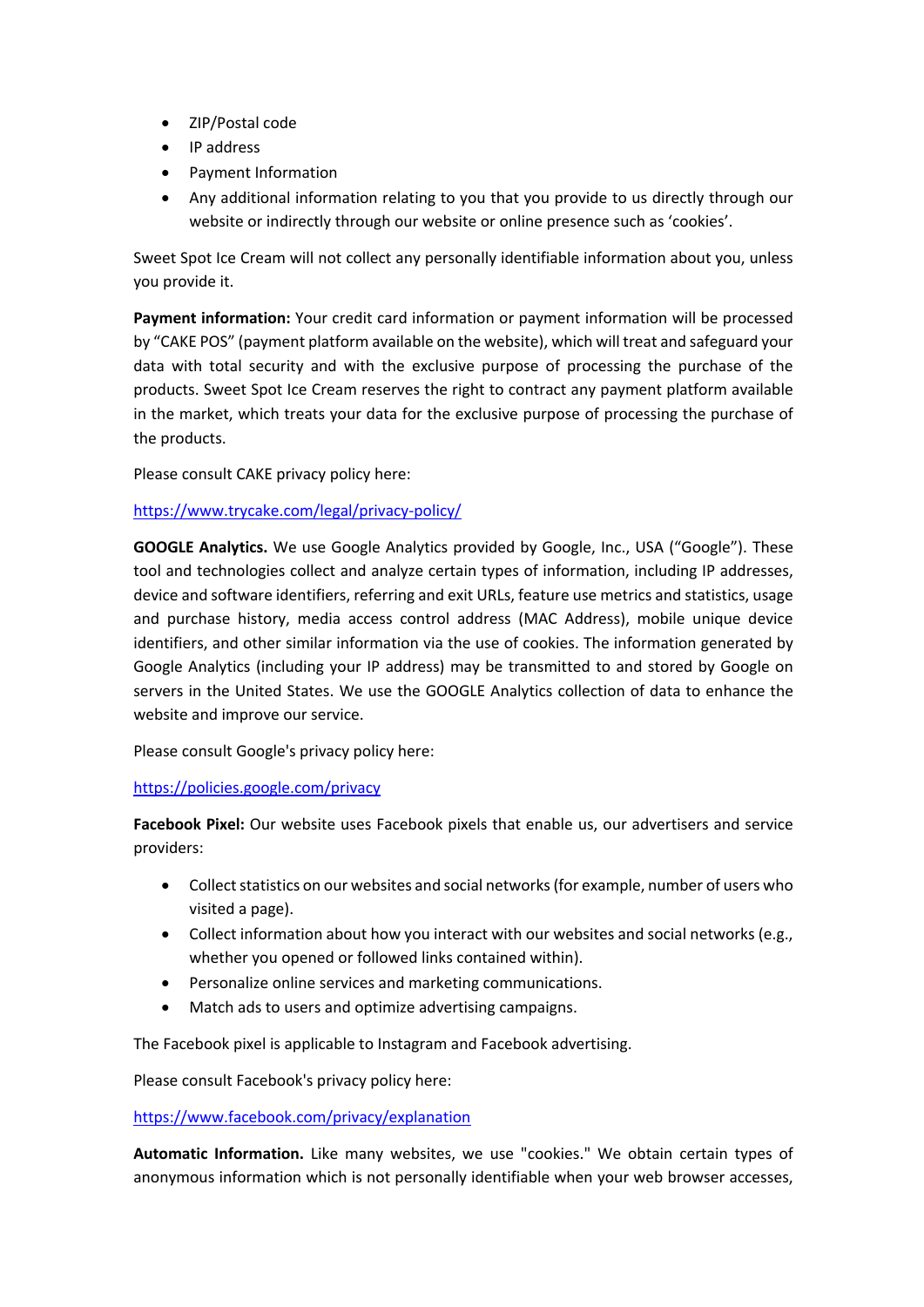- ZIP/Postal code
- IP address
- Payment Information
- Any additional information relating to you that you provide to us directly through our website or indirectly through our website or online presence such as 'cookies'.

Sweet Spot Ice Cream will not collect any personally identifiable information about you, unless you provide it.

**Payment information:** Your credit card information or payment information will be processed by "CAKE POS" (payment platform available on the website), which will treat and safeguard your data with total security and with the exclusive purpose of processing the purchase of the products. Sweet Spot Ice Cream reserves the right to contract any payment platform available in the market, which treats your data for the exclusive purpose of processing the purchase of the products.

Please consult CAKE privacy policy here:

https://www.trycake.com/legal/privacy-policy/

**GOOGLE Analytics.** We use Google Analytics provided by Google, Inc., USA ("Google"). These tool and technologies collect and analyze certain types of information, including IP addresses, device and software identifiers, referring and exit URLs, feature use metrics and statistics, usage and purchase history, media access control address (MAC Address), mobile unique device identifiers, and other similar information via the use of cookies. The information generated by Google Analytics (including your IP address) may be transmitted to and stored by Google on servers in the United States. We use the GOOGLE Analytics collection of data to enhance the website and improve our service.

Please consult Google's privacy policy here:

https://policies.google.com/privacy

**Facebook Pixel:** Our website uses Facebook pixels that enable us, our advertisers and service providers:

- Collect statistics on our websites and social networks (for example, number of users who visited a page).
- Collect information about how you interact with our websites and social networks (e.g., whether you opened or followed links contained within).
- Personalize online services and marketing communications.
- Match ads to users and optimize advertising campaigns.

The Facebook pixel is applicable to Instagram and Facebook advertising.

Please consult Facebook's privacy policy here:

https://www.facebook.com/privacy/explanation

**Automatic Information.** Like many websites, we use "cookies." We obtain certain types of anonymous information which is not personally identifiable when your web browser accesses,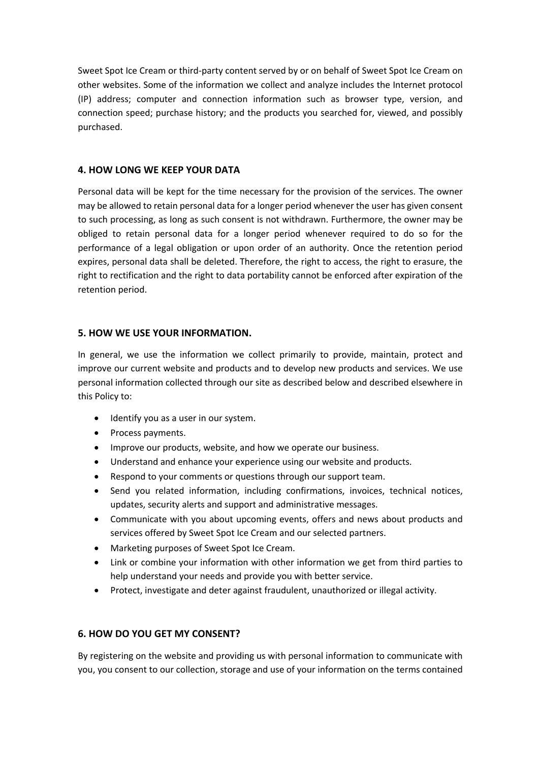Sweet Spot Ice Cream or third-party content served by or on behalf of Sweet Spot Ice Cream on other websites. Some of the information we collect and analyze includes the Internet protocol (IP) address; computer and connection information such as browser type, version, and connection speed; purchase history; and the products you searched for, viewed, and possibly purchased.

## 4. HOW LONG WE KEEP YOUR DATA

Personal data will be kept for the time necessary for the provision of the services. The owner may be allowed to retain personal data for a longer period whenever the user has given consent to such processing, as long as such consent is not withdrawn. Furthermore, the owner may be obliged to retain personal data for a longer period whenever required to do so for the performance of a legal obligation or upon order of an authority. Once the retention period expires, personal data shall be deleted. Therefore, the right to access, the right to erasure, the right to rectification and the right to data portability cannot be enforced after expiration of the retention period.

## 5. HOW WE USE YOUR INFORMATION.

In general, we use the information we collect primarily to provide, maintain, protect and improve our current website and products and to develop new products and services. We use personal information collected through our site as described below and described elsewhere in this Policy to:

- Identify you as a user in our system.
- Process payments.
- Improve our products, website, and how we operate our business.
- Understand and enhance your experience using our website and products.
- Respond to your comments or questions through our support team.
- Send you related information, including confirmations, invoices, technical notices, updates, security alerts and support and administrative messages.
- Communicate with you about upcoming events, offers and news about products and services offered by Sweet Spot Ice Cream and our selected partners.
- Marketing purposes of Sweet Spot Ice Cream.
- Link or combine your information with other information we get from third parties to help understand your needs and provide you with better service.
- Protect, investigate and deter against fraudulent, unauthorized or illegal activity.

## 6. HOW DO YOU GET MY CONSENT?

By registering on the website and providing us with personal information to communicate with you, you consent to our collection, storage and use of your information on the terms contained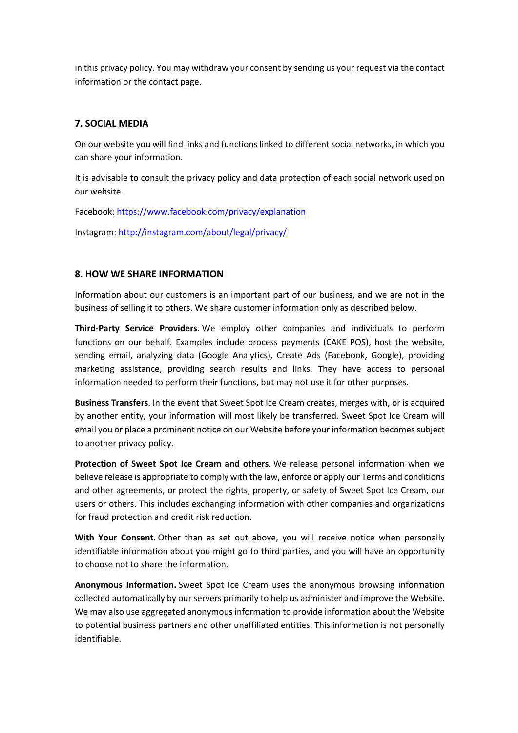in this privacy policy. You may withdraw your consent by sending us your request via the contact information or the contact page.

## 7. SOCIAL MEDIA

On our website you will find links and functions linked to different social networks, in which you can share your information.

It is advisable to consult the privacy policy and data protection of each social network used on our website.

Facebook: [https://www.facebook.com/privacy/explanation](https://www.facebook.com/privacy/explanation)

Instagram: [http://instagram.com/about/legal/privacy/](http://instagram.com/about/legal/privacy/)

## 8. HOW WE SHARE INFORMATION

Information about our customers is an important part of our business, and we are not in the business of selling it to others. We share customer information only as described below.

**Third-Party Service Providers.** We employ other companies and individuals to perform functions on our behalf. Examples include process payments (CAKE POS), host the website, sending email, analyzing data (Google Analytics), Create Ads (Facebook, Google), providing marketing assistance, providing search results and links. They have access to personal information needed to perform their functions, but may not use it for other purposes.

**Business Transfers**. In the event that Sweet Spot Ice Cream creates, merges with, or is acquired by another entity, your information will most likely be transferred. Sweet Spot Ice Cream will email you or place a prominent notice on our Website before your information becomes subject to another privacy policy.

**Protection of Sweet Spot Ice Cream and others**. We release personal information when we believe release is appropriate to comply with the law, enforce or apply our Terms and conditions and other agreements, or protect the rights, property, or safety of Sweet Spot Ice Cream, our users or others. This includes exchanging information with other companies and organizations for fraud protection and credit risk reduction.

**With Your Consent**. Other than as set out above, you will receive notice when personally identifiable information about you might go to third parties, and you will have an opportunity to choose not to share the information.

**Anonymous Information.** Sweet Spot Ice Cream uses the anonymous browsing information collected automatically by our servers primarily to help us administer and improve the Website. We may also use aggregated anonymous information to provide information about the Website to potential business partners and other unaffiliated entities. This information is not personally identifiable.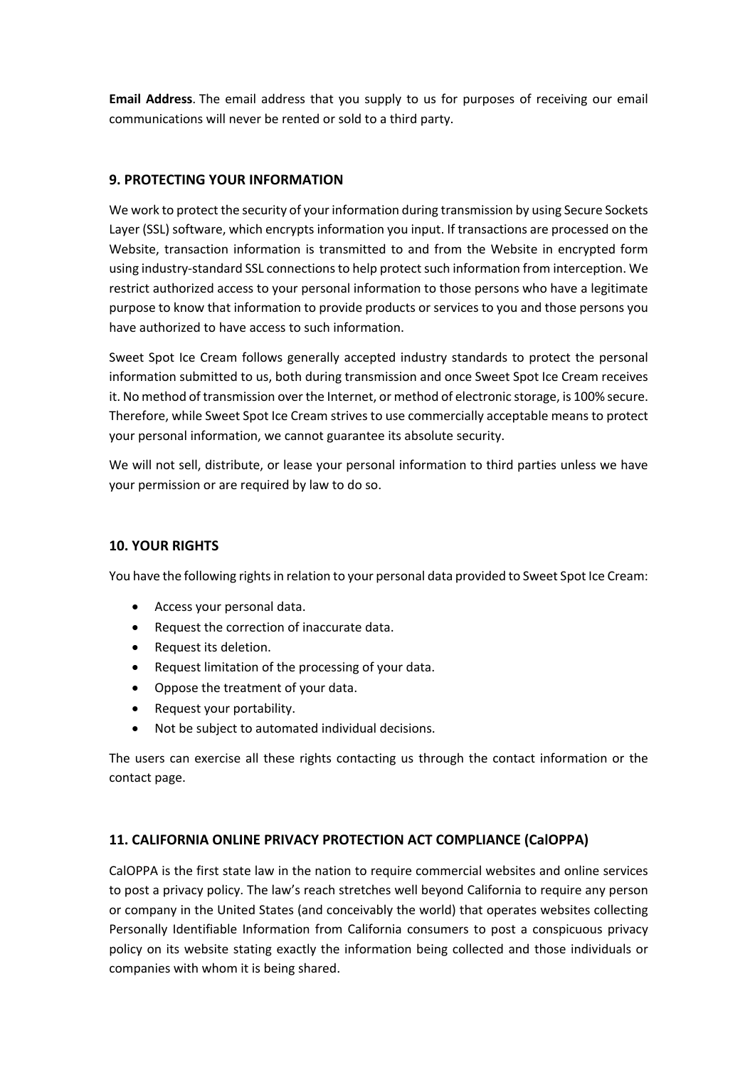**Email Address**. The email address that you supply to us for purposes of receiving our email communications will never be rented or sold to a third party.

## 9. PROTECTING YOUR INFORMATION

We work to protect the security of your information during transmission by using Secure Sockets Layer (SSL) software, which encrypts information you input. If transactions are processed on the Website, transaction information is transmitted to and from the Website in encrypted form using industry-standard SSL connections to help protect such information from interception. We restrict authorized access to your personal information to those persons who have a legitimate purpose to know that information to provide products or services to you and those persons you have authorized to have access to such information.

Sweet Spot Ice Cream follows generally accepted industry standards to protect the personal information submitted to us, both during transmission and once Sweet Spot Ice Cream receives it. No method of transmission over the Internet, or method of electronic storage, is 100% secure. Therefore, while Sweet Spot Ice Cream strives to use commercially acceptable means to protect your personal information, we cannot guarantee its absolute security.

We will not sell, distribute, or lease your personal information to third parties unless we have your permission or are required by law to do so.

## 10. YOUR RIGHTS

You have the following rights in relation to your personal data provided to Sweet Spot Ice Cream:

- Access your personal data.
- Request the correction of inaccurate data.
- Request its deletion.
- Request limitation of the processing of your data.
- Oppose the treatment of your data.
- Request your portability.
- Not be subject to automated individual decisions.

The users can exercise all these rights contacting us through the contact information or the contact page.

## 11. CALIFORNIA ONLINE PRIVACY PROTECTION ACT COMPLIANCE (CalOPPA)

CalOPPA is the first state law in the nation to require commercial websites and online services to post a privacy policy. The law's reach stretches well beyond California to require any person or company in the United States (and conceivably the world) that operates websites collecting Personally Identifiable Information from California consumers to post a conspicuous privacy policy on its website stating exactly the information being collected and those individuals or companies with whom it is being shared.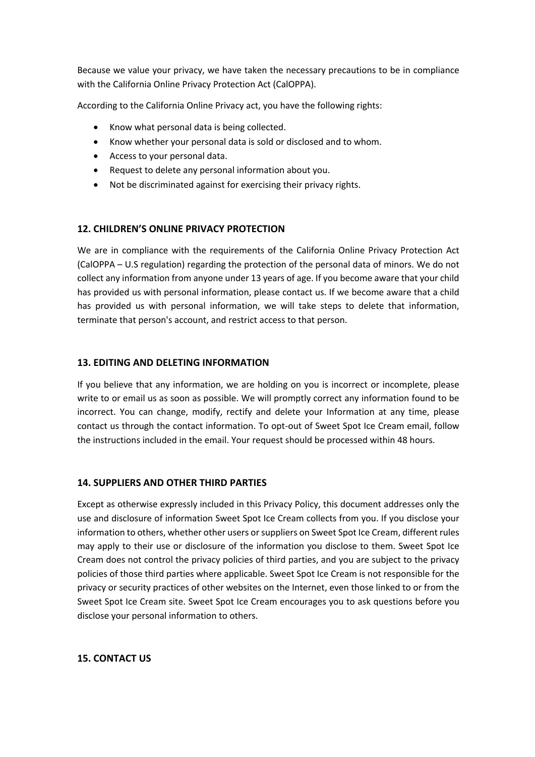Because we value your privacy, we have taken the necessary precautions to be in compliance with the California Online Privacy Protection Act (CalOPPA).

According to the California Online Privacy act, you have the following rights:

- Know what personal data is being collected.
- Know whether your personal data is sold or disclosed and to whom.
- Access to your personal data.
- Request to delete any personal information about you.
- Not be discriminated against for exercising their privacy rights.

## 12. CHILDREN'S ONLINE PRIVACY PROTECTION

We are in compliance with the requirements of the California Online Privacy Protection Act (CalOPPA – U.S regulation) regarding the protection of the personal data of minors. We do not collect any information from anyone under 13 years of age. If you become aware that your child has provided us with personal information, please contact us. If we become aware that a child has provided us with personal information, we will take steps to delete that information, terminate that person's account, and restrict access to that person.

## 13. EDITING AND DELETING INFORMATION

If you believe that any information, we are holding on you is incorrect or incomplete, please write to or email us as soon as possible. We will promptly correct any information found to be incorrect. You can change, modify, rectify and delete your Information at any time, please contact us through the contact information. To opt-out of Sweet Spot Ice Cream email, follow the instructions included in the email. Your request should be processed within 48 hours.

## 14. SUPPLIERS AND OTHER THIRD PARTIES

Except as otherwise expressly included in this Privacy Policy, this document addresses only the use and disclosure of information Sweet Spot Ice Cream collects from you. If you disclose your information to others, whether other users or suppliers on Sweet Spot Ice Cream, different rules may apply to their use or disclosure of the information you disclose to them. Sweet Spot Ice Cream does not control the privacy policies of third parties, and you are subject to the privacy policies of those third parties where applicable. Sweet Spot Ice Cream is not responsible for the privacy or security practices of other websites on the Internet, even those linked to or from the Sweet Spot Ice Cream site. Sweet Spot Ice Cream encourages you to ask questions before you disclose your personal information to others.

## 15. CONTACT US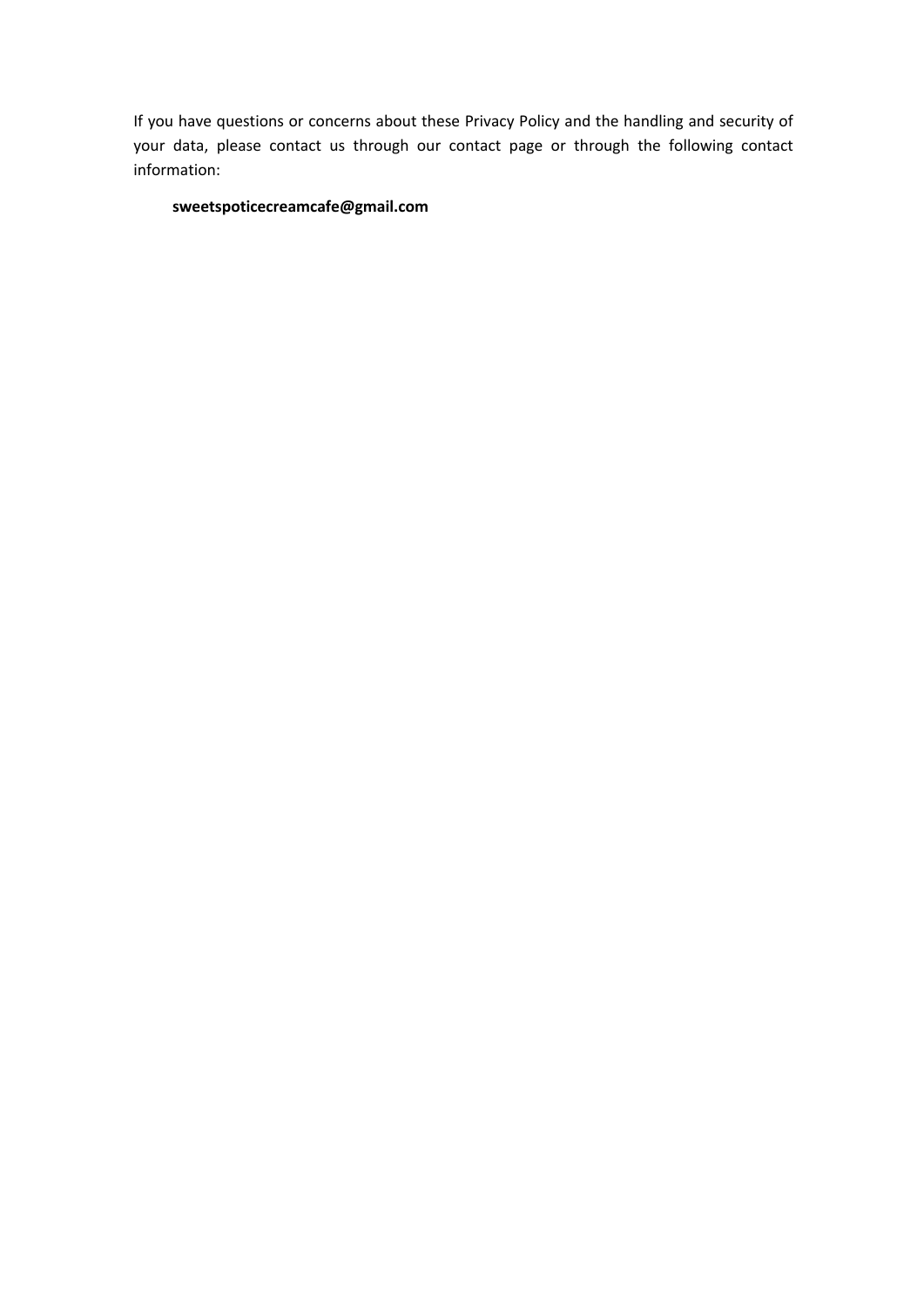If you have questions or concerns about these Privacy Policy and the handling and security of your data, please contact us through our contact page or through the following contact information:

**sweetspoticecreamcafe@gmail.com**